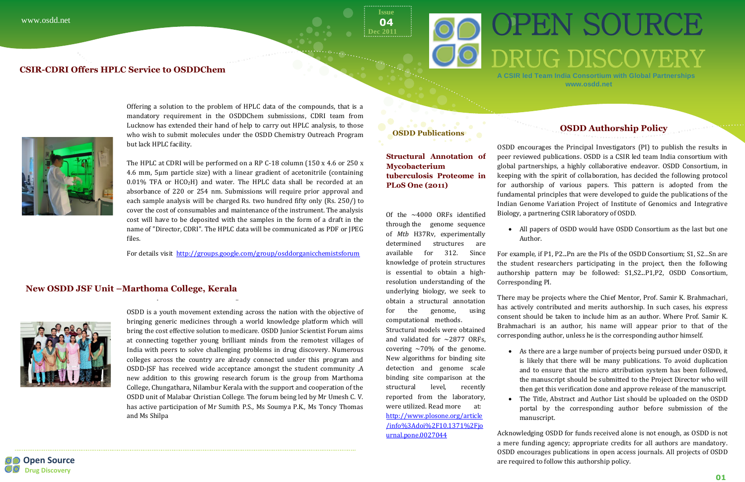# OPEN SOURCE DRUG DISCOVERY

A CSIR led Team India Consortium with Global Partnerships

www.osdd.net

Issue 04 Dec 2011

## CSIR-CDRI Offers HPLC Service to OSDDChem

Offering a solution to the problem of HPLC data of the compounds, that is a mandatory requirement in the OSDDChem submissions, CDRI team from Lucknow has extended their hand of help to carry out HPLC analysis, to those who wish to submit molecules under the OSDD Chemistry Outreach Program but lack HPLC facility.

The HPLC at CDRI will be performed on a RP C-18 column (150 x 4.6 or 250 x 4.6 mm, 5μm particle size) with a linear gradient of acetonitrile (containing 0.01% TFA or $HCO_2H$) and water. The HPLC data shall be recorded at an absorbance of 220 or 254 nm. Submissions will require prior approval and each sample analysis will be charged Rs. two hundred fifty only (Rs. 250/) to cover the cost of consumables and maintenance of the instrument. The analysis cost will have to be deposited with the samples in the form of a draft in the name of "Director, CDRI". The HPLC data will be communicated as PDF or JPEG files.

For details visit http://groups.google.com/group/osddorganicchemistsforum

## New OSDD JSF Unit –Marthoma College, Kerala

OSDD is a youth movement extending across the nation with the objective of bringing generic medicines through a world knowledge platform which will bring the cost effective solution to medicare. OSDD Junior Scientist Forum aims at connecting together young brilliant minds from the remotest villages of India with peers to solve challenging problems in drug discovery. Numerous colleges across the country are already connected under this program and OSDD-JSF has received wide acceptance amongst the student community .A new addition to this growing research forum is the group from Marthoma College, Chungathara, Nilambur Kerala with the support and cooperation of the OSDD unit of Malabar Christian College. The forum being led by Mr Umesh C. V. has active participation of Mr Sumith P.S., Ms Soumya P.K., Ms Toncy Thomas and Ms Shilpa

## OSDD Publications

### Structural Annotation of Mycobacterium tuberculosis Proteome in PLoS One (2011)

Of the ~4000 ORFs identified through the genome sequence of *Mtb* H37Rv, experimentally determined structures are available for 312. Since knowledge of protein structures is essential to obtain a high-resolution understanding of the underlying biology, we seek to obtain a structural annotation for the genome, using computational methods.

Structural models were obtained and validated for ~2877 ORFs, covering ~70% of the genome. New algorithms for binding site detection and genome scale binding site comparison at the structural level, recently reported from the laboratory, were utilized. Read more at: http://www.plosone.org/article/info%3Adoi%2F10.1371%2Fjournal.pone.0027044

## OSDD Authorship Policy

OSDD encourages the Principal Investigators (PI) to publish the results in peer reviewed publications. OSDD is a CSIR led team India consortium with global partnerships, a highly collaborative endeavor. OSDD Consortium, in keeping with the spirit of collaboration, has decided the following protocol for authorship of various papers. This pattern is adopted from the fundamental principles that were developed to guide the publications of the Indian Genome Variation Project of Institute of Genomics and Integrative Biology, a partnering CSIR laboratory of OSDD.

- All papers of OSDD would have OSDD Consortium as the last but one Author.

For example, if P1, P2...Pn are the PIs of the OSDD Consortium; S1, S2...Sn are the student researchers participating in the project, then the following authorship pattern may be followed: S1,S2...P1,P2, OSDD Consortium, Corresponding PI.

There may be projects where the Chief Mentor, Prof. Samir K. Brahmachari, has actively contributed and merits authorship. In such cases, his express consent should be taken to include him as an author. Where Prof. Samir K. Brahmachari is an author, his name will appear prior to that of the corresponding author, unless he is the corresponding author himself.

- As there are a large number of projects being pursued under OSDD, it is likely that there will be many publications. To avoid duplication and to ensure that the micro attribution system has been followed, the manuscript should be submitted to the Project Director who will then get this verification done and approve release of the manuscript.
- The Title, Abstract and Author List should be uploaded on the OSDD portal by the corresponding author before submission of the manuscript.

Acknowledging OSDD for funds received alone is not enough, as OSDD is not a mere funding agency; appropriate credits for all authors are mandatory. OSDD encourages publications in open access journals. All projects of OSDD are required to follow this authorship policy.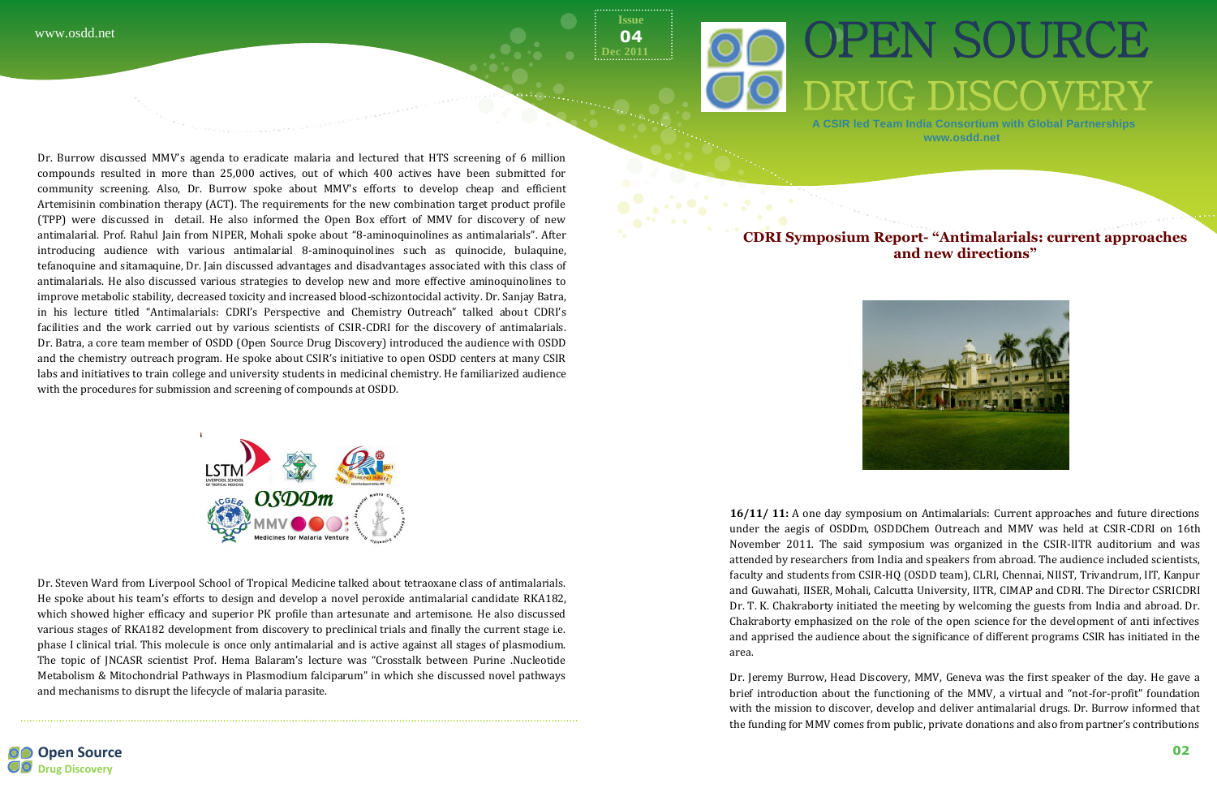# OPEN SOURCE DRUG DISCOVERY

A CSIR led Team India Consortium with Global Partnerships

www.osdd.net

Issue 04 Dec 2011

## CDRI Symposium Report- "Antimalarials: current approaches and new directions"

**16/11/ 11:** A one day symposium on Antimalarials: Current approaches and future directions under the aegis of OSDDm, OSDDChem Outreach and MMV was held at CSIR-CDRI on 16th November 2011. The said symposium was organized in the CSIR-IITR auditorium and was attended by researchers from India and speakers from abroad. The audience included scientists, faculty and students from CSIR-HQ (OSDD team), CLRI, Chennai, NIIST, Trivandrum, IIT, Kanpur and Guwahati, IISER, Mohali, Calcutta University, IITR, CIMAP and CDRI. The Director CSRICDRI Dr. T. K. Chakraborty initiated the meeting by welcoming the guests from India and abroad. Dr. Chakraborty emphasized on the role of the open science for the development of anti infectives and apprised the audience about the significance of different programs CSIR has initiated in the area.

Dr. Jeremy Burrow, Head Discovery, MMV, Geneva was the first speaker of the day. He gave a brief introduction about the functioning of the MMV, a virtual and "not-for-profit" foundation with the mission to discover, develop and deliver antimalarial drugs. Dr. Burrow informed that the funding for MMV comes from public, private donations and also from partner's contributions

Dr. Burrow discussed MMV's agenda to eradicate malaria and lectured that HTS screening of 6 million compounds resulted in more than 25,000 actives, out of which 400 actives have been submitted for community screening. Also, Dr. Burrow spoke about MMV's efforts to develop cheap and efficient Artemisinin combination therapy (ACT). The requirements for the new combination target product profile (TPP) were discussed in detail. He also informed the Open Box effort of MMV for discovery of new antimalarial. Prof. Rahul Jain from NIPER, Mohali spoke about "8-aminoquinolines as antimalarials". After introducing audience with various antimalarial 8-aminoquinolines such as quinocide, bulaquine, tefanoquine and sitamaquine, Dr. Jain discussed advantages and disadvantages associated with this class of antimalarials. He also discussed various strategies to develop new and more effective aminoquinolines to improve metabolic stability, decreased toxicity and increased blood-schizontocidal activity. Dr. Sanjay Batra, in his lecture titled "Antimalarials: CDRI's Perspective and Chemistry Outreach" talked about CDRI's facilities and the work carried out by various scientists of CSIR-CDRI for the discovery of antimalarials. Dr. Batra, a core team member of OSDD (Open Source Drug Discovery) introduced the audience with OSDD and the chemistry outreach program. He spoke about CSIR's initiative to open OSDD centers at many CSIR labs and initiatives to train college and university students in medicinal chemistry. He familiarized audience with the procedures for submission and screening of compounds at OSDD.

Dr. Steven Ward from Liverpool School of Tropical Medicine talked about tetraoxane class of antimalarials. He spoke about his team's efforts to design and develop a novel peroxide antimalarial candidate RKA182, which showed higher efficacy and superior PK profile than artesunate and artemisone. He also discussed various stages of RKA182 development from discovery to preclinical trials and finally the current stage i.e. phase I clinical trial. This molecule is once only antimalarial and is active against all stages of plasmodium. The topic of JNCASR scientist Prof. Hema Balaram's lecture was "Crosstalk between Purine .Nucleotide Metabolism & Mitochondrial Pathways in Plasmodium falciparum" in which she discussed novel pathways and mechanisms to disrupt the lifecycle of malaria parasite.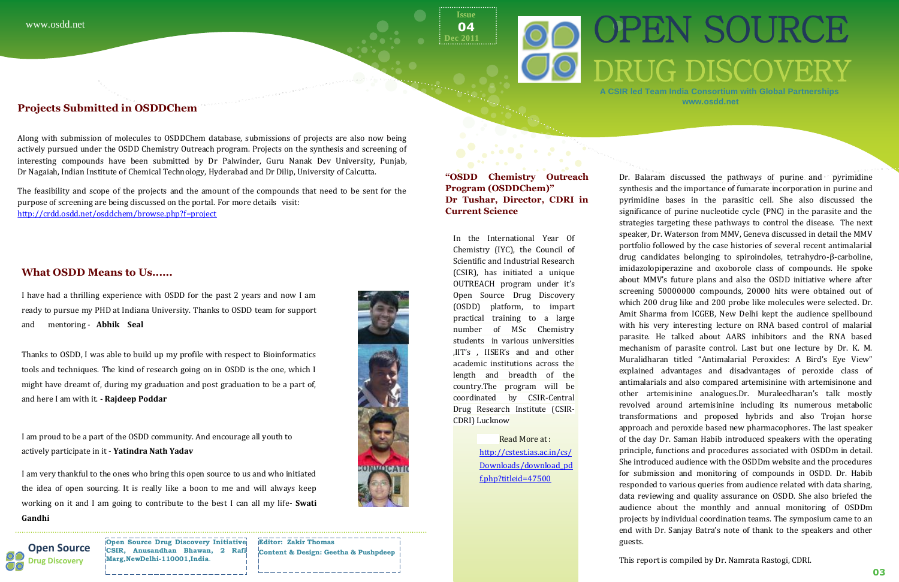## Projects Submitted in OSDDChem

Along with submission of molecules to OSDDChem database, submissions of projects are also now being actively pursued under the OSDD Chemistry Outreach program. Projects on the synthesis and screening of interesting compounds have been submitted by Dr Palwinder, Guru Nanak Dev University, Punjab, Dr Nagaiah, Indian Institute of Chemical Technology, Hyderabad and Dr Dilip, University of Calcutta.

The feasibility and scope of the projects and the amount of the compounds that need to be sent for the purpose of screening are being discussed on the portal. For more details visit: http://crdd.osdd.net/osddchem/browse.php?f=project

## What OSDD Means to Us......

I have had a thrilling experience with OSDD for the past 2 years and now I am ready to pursue my PHD at Indiana University. Thanks to OSDD team for support and mentoring - **Abhik Seal**

Thanks to OSDD, I was able to build up my profile with respect to Bioinformatics tools and techniques. The kind of research going on in OSDD is the one, which I might have dreamt of, during my graduation and post graduation to be a part of, and here I am with it. - **Rajdeep Poddar**

I am proud to be a part of the OSDD community. And encourage all youth to actively participate in it - **Yatindra Nath Yadav**

I am very thankful to the ones who bring this open source to us and who initiated the idea of open sourcing. It is really like a boon to me and will always keep working on it and I am going to contribute to the best I can all my life**- Swati Gandhi**

## "OSDD Chemistry Outreach Program (OSDDChem)" Dr Tushar, Director, CDRI in Current Science

In the International Year Of Chemistry (IYC), the Council of Scientific and Industrial Research (CSIR), has initiated a unique OUTREACH program under it's Open Source Drug Discovery (OSDD) platform, to impart practical training to a large number of MSc Chemistry students in various universities ,IIT's , IISER's and and other academic institutions across the length and breadth of the country.The program will be coordinated by CSIR-Central Drug Research Institute (CSIR-CDRI) Lucknow

Read More at: http://cstest.ias.ac.in/cs/Downloads/download_pdf.php?titleid=47500

Dr. Balaram discussed the pathways of purine and pyrimidine synthesis and the importance of fumarate incorporation in purine and pyrimidine bases in the parasitic cell. She also discussed the significance of purine nucleotide cycle (PNC) in the parasite and the strategies targeting these pathways to control the disease. The next speaker, Dr. Waterson from MMV, Geneva discussed in detail the MMV portfolio followed by the case histories of several recent antimalarial drug candidates belonging to spiroindoles, tetrahydro-β-carboline, imidazolopiperazine and oxoborole class of compounds. He spoke about MMV's future plans and also the OSDD initiative where after screening 50000000 compounds, 20000 hits were obtained out of which 200 drug like and 200 probe like molecules were selected. Dr. Amit Sharma from ICGEB, New Delhi kept the audience spellbound with his very interesting lecture on RNA based control of malarial parasite. He talked about AARS inhibitors and the RNA based mechanism of parasite control. Last but one lecture by Dr. K. M. Muralidharan titled "Antimalarial Peroxides: A Bird's Eye View" explained advantages and disadvantages of peroxide class of antimalarials and also compared artemisinine with artemisinone and other artemisinine analogues.Dr. Muraleedharan's talk mostly revolved around artemisinine including its numerous metabolic transformations and proposed hybrids and also Trojan horse approach and peroxide based new pharmacophores. The last speaker of the day Dr. Saman Habib introduced speakers with the operating principle, functions and procedures associated with OSDDm in detail. She introduced audience with the OSDDm website and the procedures for submission and monitoring of compounds in OSDD. Dr. Habib responded to various queries from audience related with data sharing, data reviewing and quality assurance on OSDD. She also briefed the audience about the monthly and annual monitoring of OSDDm projects by individual coordination teams. The symposium came to an end with Dr. Sanjay Batra's note of thank to the speakers and other guests.

This report is compiled by Dr. Namrata Rastogi, CDRI.

Open Source Drug Discovery Initiative
CSIR, Anusandhan Bhawan, 2 Rafi Marg,NewDelhi-110001,India.

Editor: Zakir Thomas
Content & Design: Geetha & Pushpdeep